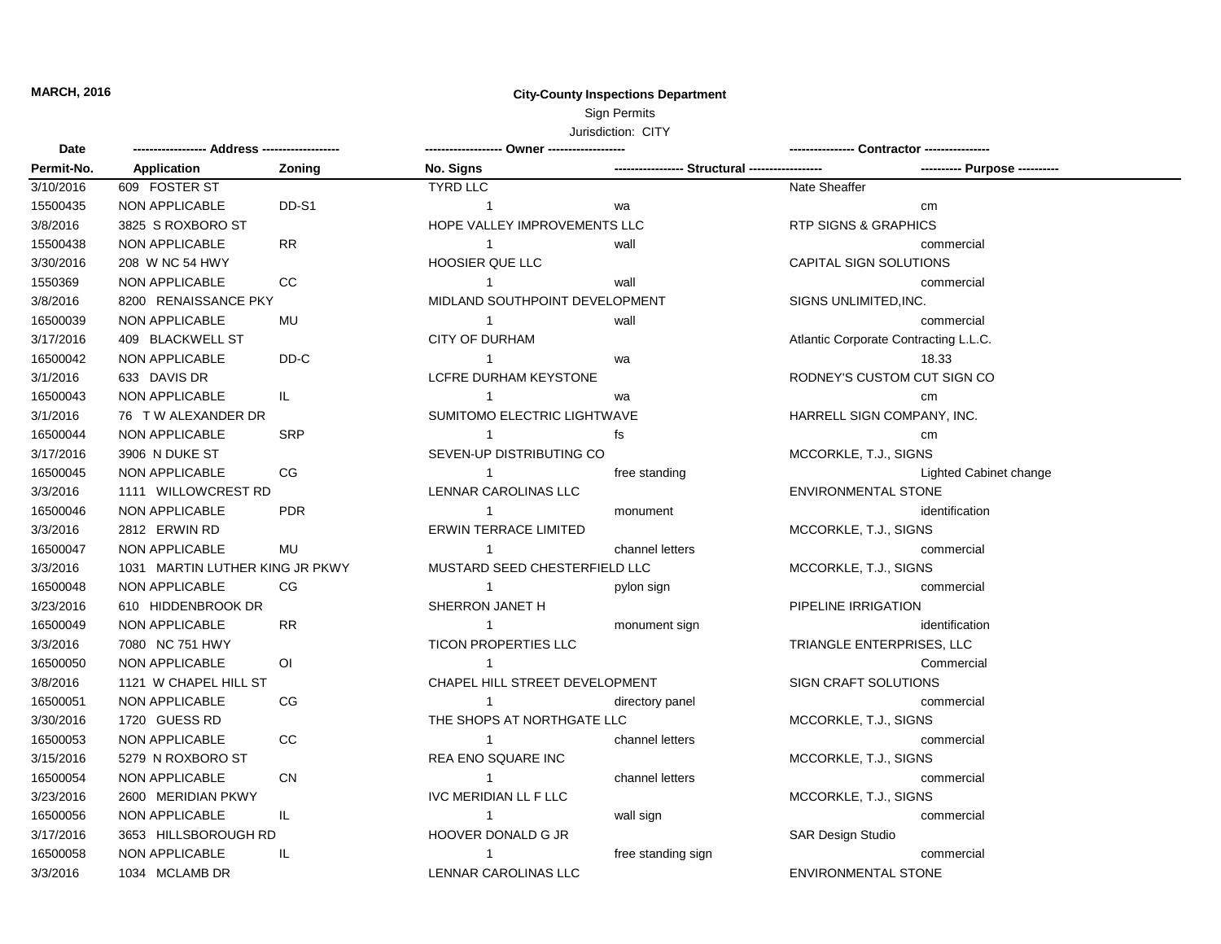**MARCH, 2016**

**City-County Inspections Department**

Sign Permits

Jurisdiction: CITY

| Date / Permit-No. | Address / Application | Zoning | Owner / No. Signs | Structural | Contractor / Purpose |
|---|---|---|---|---|---|
| 3/10/2016 | 609 FOSTER ST | | TYRD LLC | | Nate Sheaffer |
| 15500435 | NON APPLICABLE | DD-S1 | 1 | wa | cm |
| 3/8/2016 | 3825 S ROXBORO ST | | HOPE VALLEY IMPROVEMENTS LLC | | RTP SIGNS & GRAPHICS |
| 15500438 | NON APPLICABLE | RR | 1 | wall | commercial |
| 3/30/2016 | 208 W NC 54 HWY | | HOOSIER QUE LLC | | CAPITAL SIGN SOLUTIONS |
| 1550369 | NON APPLICABLE | CC | 1 | wall | commercial |
| 3/8/2016 | 8200 RENAISSANCE PKY | | MIDLAND SOUTHPOINT DEVELOPMENT | | SIGNS UNLIMITED,INC. |
| 16500039 | NON APPLICABLE | MU | 1 | wall | commercial |
| 3/17/2016 | 409 BLACKWELL ST | | CITY OF DURHAM | | Atlantic Corporate Contracting L.L.C. |
| 16500042 | NON APPLICABLE | DD-C | 1 | wa | 18.33 |
| 3/1/2016 | 633 DAVIS DR | | LCFRE DURHAM KEYSTONE | | RODNEY'S CUSTOM CUT SIGN CO |
| 16500043 | NON APPLICABLE | IL | 1 | wa | cm |
| 3/1/2016 | 76 T W ALEXANDER DR | | SUMITOMO ELECTRIC LIGHTWAVE | | HARRELL SIGN COMPANY, INC. |
| 16500044 | NON APPLICABLE | SRP | 1 | fs | cm |
| 3/17/2016 | 3906 N DUKE ST | | SEVEN-UP DISTRIBUTING CO | | MCCORKLE, T.J., SIGNS |
| 16500045 | NON APPLICABLE | CG | 1 | free standing | Lighted Cabinet change |
| 3/3/2016 | 1111 WILLOWCREST RD | | LENNAR CAROLINAS LLC | | ENVIRONMENTAL STONE |
| 16500046 | NON APPLICABLE | PDR | 1 | monument | identification |
| 3/3/2016 | 2812 ERWIN RD | | ERWIN TERRACE LIMITED | | MCCORKLE, T.J., SIGNS |
| 16500047 | NON APPLICABLE | MU | 1 | channel letters | commercial |
| 3/3/2016 | 1031 MARTIN LUTHER KING JR PKWY | | MUSTARD SEED CHESTERFIELD LLC | | MCCORKLE, T.J., SIGNS |
| 16500048 | NON APPLICABLE | CG | 1 | pylon sign | commercial |
| 3/23/2016 | 610 HIDDENBROOK DR | | SHERRON JANET H | | PIPELINE IRRIGATION |
| 16500049 | NON APPLICABLE | RR | 1 | monument sign | identification |
| 3/3/2016 | 7080 NC 751 HWY | | TICON PROPERTIES LLC | | TRIANGLE ENTERPRISES, LLC |
| 16500050 | NON APPLICABLE | OI | 1 | | Commercial |
| 3/8/2016 | 1121 W CHAPEL HILL ST | | CHAPEL HILL STREET DEVELOPMENT | | SIGN CRAFT SOLUTIONS |
| 16500051 | NON APPLICABLE | CG | 1 | directory panel | commercial |
| 3/30/2016 | 1720 GUESS RD | | THE SHOPS AT NORTHGATE LLC | | MCCORKLE, T.J., SIGNS |
| 16500053 | NON APPLICABLE | CC | 1 | channel letters | commercial |
| 3/15/2016 | 5279 N ROXBORO ST | | REA ENO SQUARE INC | | MCCORKLE, T.J., SIGNS |
| 16500054 | NON APPLICABLE | CN | 1 | channel letters | commercial |
| 3/23/2016 | 2600 MERIDIAN PKWY | | IVC MERIDIAN LL F LLC | | MCCORKLE, T.J., SIGNS |
| 16500056 | NON APPLICABLE | IL | 1 | wall sign | commercial |
| 3/17/2016 | 3653 HILLSBOROUGH RD | | HOOVER DONALD G JR | | SAR Design Studio |
| 16500058 | NON APPLICABLE | IL | 1 | free standing sign | commercial |
| 3/3/2016 | 1034 MCLAMB DR | | LENNAR CAROLINAS LLC | | ENVIRONMENTAL STONE |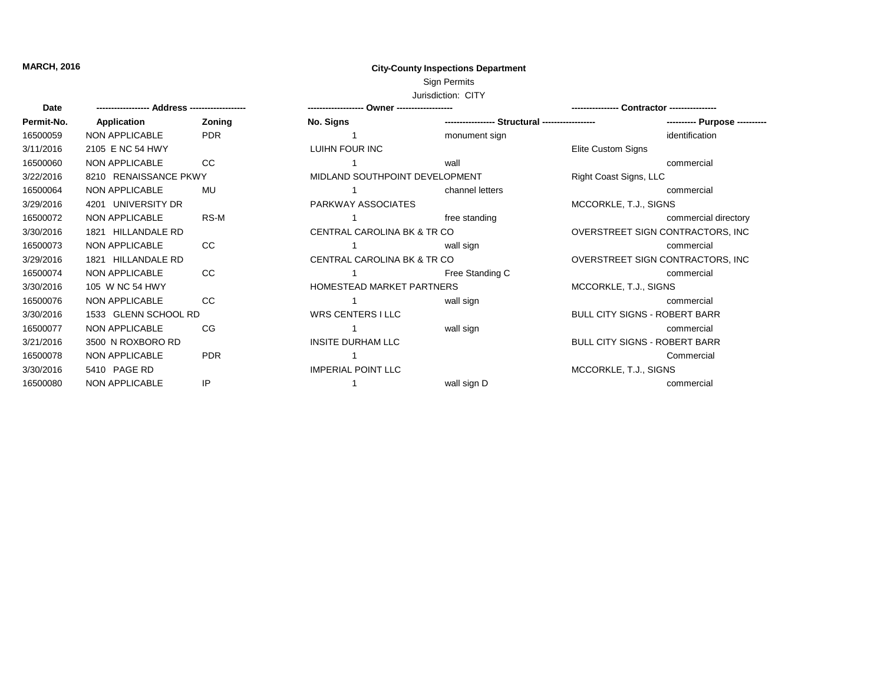**MARCH, 2016**

**City-County Inspections Department**

Sign Permits

Jurisdiction: CITY

| Date | ------------------ Address ------------------- | | ------------------- Owner ------------------- | | ---------------- Contractor ---------------- | |
|---|---|---|---|---|---|---|
| **Permit-No.** | **Application** | **Zoning** | **No. Signs** | **----------------- Structural ------------------** | | **---------- Purpose ----------** |
| 16500059 | NON APPLICABLE | PDR | 1 | monument sign | | identification |
| 3/11/2016 | 2105 E NC 54 HWY | | LUIHN FOUR INC | | Elite Custom Signs | |
| 16500060 | NON APPLICABLE | CC | 1 | wall | | commercial |
| 3/22/2016 | 8210 RENAISSANCE PKWY | | MIDLAND SOUTHPOINT DEVELOPMENT | | Right Coast Signs, LLC | |
| 16500064 | NON APPLICABLE | MU | 1 | channel letters | | commercial |
| 3/29/2016 | 4201 UNIVERSITY DR | | PARKWAY ASSOCIATES | | MCCORKLE, T.J., SIGNS | |
| 16500072 | NON APPLICABLE | RS-M | 1 | free standing | | commercial directory |
| 3/30/2016 | 1821 HILLANDALE RD | | CENTRAL CAROLINA BK & TR CO | | OVERSTREET SIGN CONTRACTORS, INC | |
| 16500073 | NON APPLICABLE | CC | 1 | wall sign | | commercial |
| 3/29/2016 | 1821 HILLANDALE RD | | CENTRAL CAROLINA BK & TR CO | | OVERSTREET SIGN CONTRACTORS, INC | |
| 16500074 | NON APPLICABLE | CC | 1 | Free Standing C | | commercial |
| 3/30/2016 | 105 W NC 54 HWY | | HOMESTEAD MARKET PARTNERS | | MCCORKLE, T.J., SIGNS | |
| 16500076 | NON APPLICABLE | CC | 1 | wall sign | | commercial |
| 3/30/2016 | 1533 GLENN SCHOOL RD | | WRS CENTERS I LLC | | BULL CITY SIGNS - ROBERT BARR | |
| 16500077 | NON APPLICABLE | CG | 1 | wall sign | | commercial |
| 3/21/2016 | 3500 N ROXBORO RD | | INSITE DURHAM LLC | | BULL CITY SIGNS - ROBERT BARR | |
| 16500078 | NON APPLICABLE | PDR | 1 | | | Commercial |
| 3/30/2016 | 5410 PAGE RD | | IMPERIAL POINT LLC | | MCCORKLE, T.J., SIGNS | |
| 16500080 | NON APPLICABLE | IP | 1 | wall sign D | | commercial |